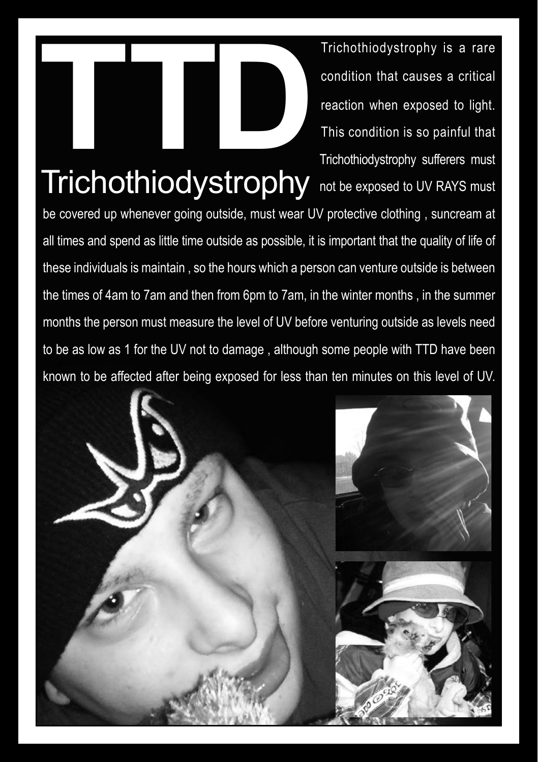# TTD

## Trichothiodystrophy

Trichothiodystrophy is a rare condition that causes a critical reaction when exposed to light. This condition is so painful that Trichothiodystrophy sufferers must not be exposed to UV RAYS must be covered up whenever going outside, must wear UV protective clothing , suncream at all times and spend as little time outside as possible, it is important that the quality of life of these individuals is maintain , so the hours which a person can venture outside is between the times of 4am to 7am and then from 6pm to 7am, in the winter months , in the summer months the person must measure the level of UV before venturing outside as levels need to be as low as 1 for the UV not to damage , although some people with TTD have been known to be affected after being exposed for less than ten minutes on this level of UV.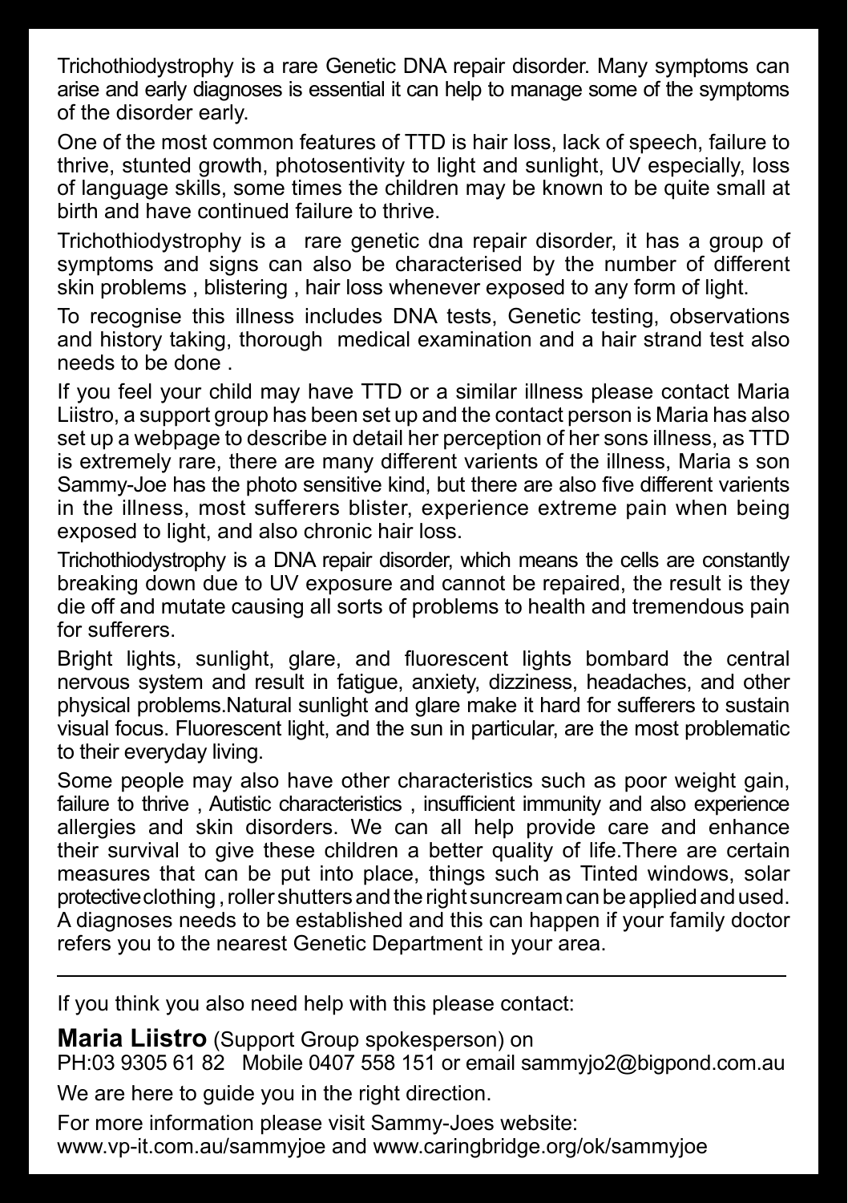Trichothiodystrophy is a rare Genetic DNA repair disorder. Many symptoms can arise and early diagnoses is essential it can help to manage some of the symptoms of the disorder early.

One of the most common features of TTD is hair loss, lack of speech, failure to thrive, stunted growth, photosentivity to light and sunlight, UV especially, loss of language skills, some times the children may be known to be quite small at birth and have continued failure to thrive.

Trichothiodystrophy is a rare genetic dna repair disorder, it has a group of symptoms and signs can also be characterised by the number of different skin problems , blistering , hair loss whenever exposed to any form of light.

To recognise this illness includes DNA tests, Genetic testing, observations and history taking, thorough medical examination and a hair strand test also needs to be done .

If you feel your child may have TTD or a similar illness please contact Maria Liistro, a support group has been set up and the contact person is Maria has also set up a webpage to describe in detail her perception of her sons illness, as TTD is extremely rare, there are many different varients of the illness, Maria s son Sammy-Joe has the photo sensitive kind, but there are also five different varients in the illness, most sufferers blister, experience extreme pain when being exposed to light, and also chronic hair loss.

Trichothiodystrophy is a DNA repair disorder, which means the cells are constantly breaking down due to UV exposure and cannot be repaired, the result is they die off and mutate causing all sorts of problems to health and tremendous pain for sufferers.

Bright lights, sunlight, glare, and fluorescent lights bombard the central nervous system and result in fatigue, anxiety, dizziness, headaches, and other physical problems.Natural sunlight and glare make it hard for sufferers to sustain visual focus. Fluorescent light, and the sun in particular, are the most problematic to their everyday living.

Some people may also have other characteristics such as poor weight gain, failure to thrive , Autistic characteristics , insufficient immunity and also experience allergies and skin disorders. We can all help provide care and enhance their survival to give these children a better quality of life.There are certain measures that can be put into place, things such as Tinted windows, solar protective clothing , roller shutters and the right suncream can be applied and used. A diagnoses needs to be established and this can happen if your family doctor refers you to the nearest Genetic Department in your area.

---

If you think you also need help with this please contact:

**Maria Liistro** (Support Group spokesperson) on
PH:03 9305 61 82 Mobile 0407 558 151 or email sammyjo2@bigpond.com.au

We are here to guide you in the right direction.

For more information please visit Sammy-Joes website:
www.vp-it.com.au/sammyjoe and www.caringbridge.org/ok/sammyjoe